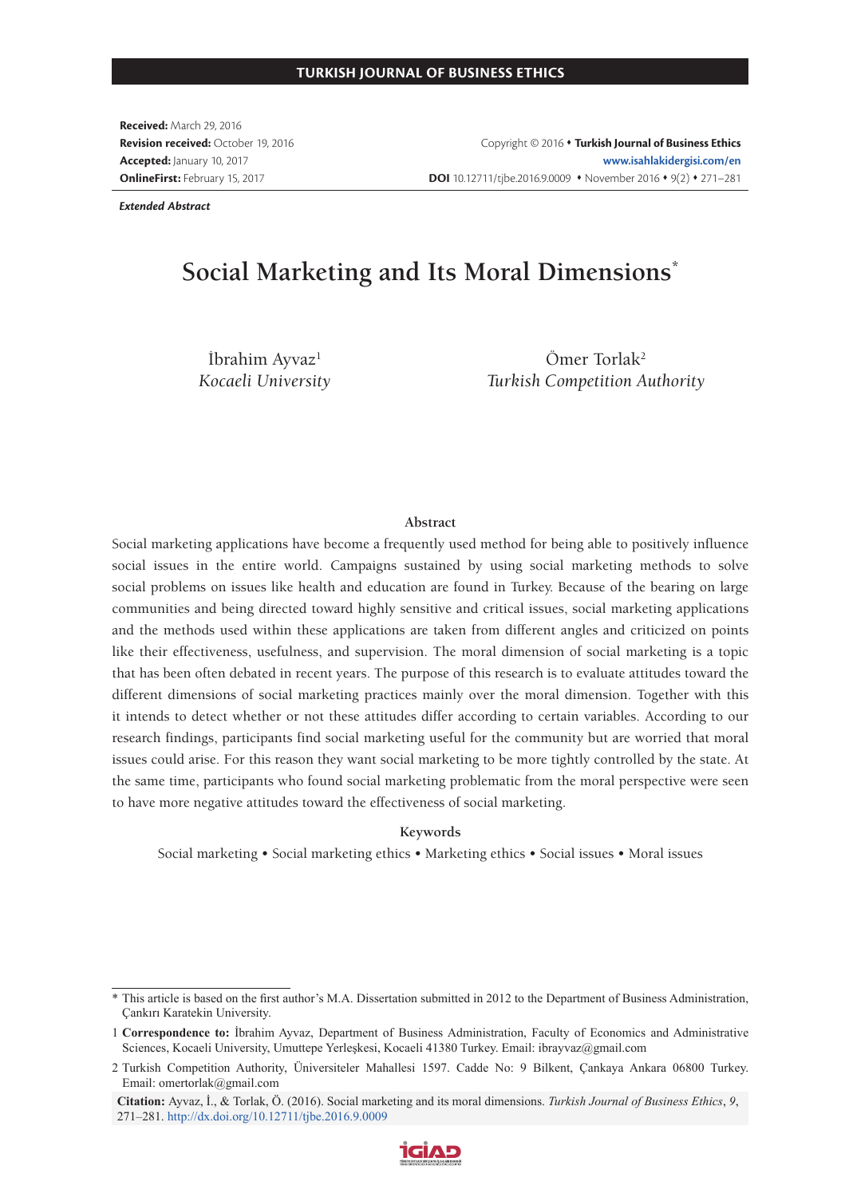**Received:** March 29, 2016
**Revision received:** October 19, 2016
**Accepted:** January 10, 2017
**OnlineFirst:** February 15, 2017

Copyright © 2016 • **Turkish Journal of Business Ethics**
**www.isahlakidergisi.com/en**
**DOI** 10.12711/tjbe.2016.9.0009 • November 2016 • 9(2) • 271–281

***Extended Abstract***

# Social Marketing and Its Moral Dimensions*

İbrahim Ayvaz[1]
*Kocaeli University*

Ömer Torlak[2]
*Turkish Competition Authority*

### Abstract

Social marketing applications have become a frequently used method for being able to positively influence social issues in the entire world. Campaigns sustained by using social marketing methods to solve social problems on issues like health and education are found in Turkey. Because of the bearing on large communities and being directed toward highly sensitive and critical issues, social marketing applications and the methods used within these applications are taken from different angles and criticized on points like their effectiveness, usefulness, and supervision. The moral dimension of social marketing is a topic that has been often debated in recent years. The purpose of this research is to evaluate attitudes toward the different dimensions of social marketing practices mainly over the moral dimension. Together with this it intends to detect whether or not these attitudes differ according to certain variables. According to our research findings, participants find social marketing useful for the community but are worried that moral issues could arise. For this reason they want social marketing to be more tightly controlled by the state. At the same time, participants who found social marketing problematic from the moral perspective were seen to have more negative attitudes toward the effectiveness of social marketing.

### Keywords

Social marketing • Social marketing ethics • Marketing ethics • Social issues • Moral issues

\* This article is based on the first author's M.A. Dissertation submitted in 2012 to the Department of Business Administration, Çankırı Karatekin University.

1 **Correspondence to:** İbrahim Ayvaz, Department of Business Administration, Faculty of Economics and Administrative Sciences, Kocaeli University, Umuttepe Yerleşkesi, Kocaeli 41380 Turkey. Email: ibrayvaz@gmail.com

2 Turkish Competition Authority, Üniversiteler Mahallesi 1597. Cadde No: 9 Bilkent, Çankaya Ankara 06800 Turkey. Email: omertorlak@gmail.com

**Citation:** Ayvaz, İ., & Torlak, Ö. (2016). Social marketing and its moral dimensions. *Turkish Journal of Business Ethics*, *9*, 271–281. http://dx.doi.org/10.12711/tjbe.2016.9.0009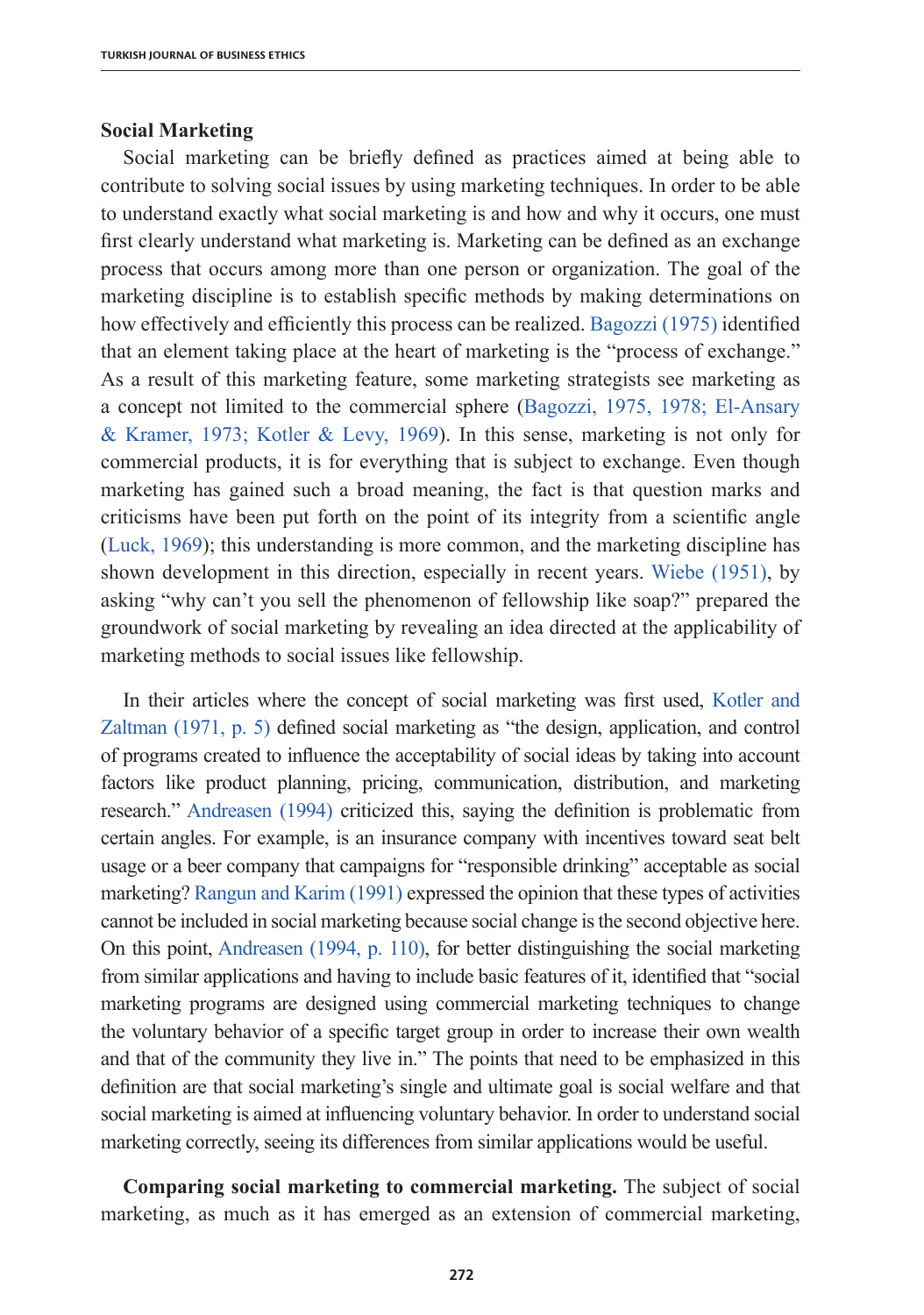## Social Marketing

Social marketing can be briefly defined as practices aimed at being able to contribute to solving social issues by using marketing techniques. In order to be able to understand exactly what social marketing is and how and why it occurs, one must first clearly understand what marketing is. Marketing can be defined as an exchange process that occurs among more than one person or organization. The goal of the marketing discipline is to establish specific methods by making determinations on how effectively and efficiently this process can be realized. Bagozzi (1975) identified that an element taking place at the heart of marketing is the "process of exchange." As a result of this marketing feature, some marketing strategists see marketing as a concept not limited to the commercial sphere (Bagozzi, 1975, 1978; El-Ansary & Kramer, 1973; Kotler & Levy, 1969). In this sense, marketing is not only for commercial products, it is for everything that is subject to exchange. Even though marketing has gained such a broad meaning, the fact is that question marks and criticisms have been put forth on the point of its integrity from a scientific angle (Luck, 1969); this understanding is more common, and the marketing discipline has shown development in this direction, especially in recent years. Wiebe (1951), by asking "why can't you sell the phenomenon of fellowship like soap?" prepared the groundwork of social marketing by revealing an idea directed at the applicability of marketing methods to social issues like fellowship.

In their articles where the concept of social marketing was first used, Kotler and Zaltman (1971, p. 5) defined social marketing as "the design, application, and control of programs created to influence the acceptability of social ideas by taking into account factors like product planning, pricing, communication, distribution, and marketing research." Andreasen (1994) criticized this, saying the definition is problematic from certain angles. For example, is an insurance company with incentives toward seat belt usage or a beer company that campaigns for "responsible drinking" acceptable as social marketing? Rangun and Karim (1991) expressed the opinion that these types of activities cannot be included in social marketing because social change is the second objective here. On this point, Andreasen (1994, p. 110), for better distinguishing the social marketing from similar applications and having to include basic features of it, identified that "social marketing programs are designed using commercial marketing techniques to change the voluntary behavior of a specific target group in order to increase their own wealth and that of the community they live in." The points that need to be emphasized in this definition are that social marketing's single and ultimate goal is social welfare and that social marketing is aimed at influencing voluntary behavior. In order to understand social marketing correctly, seeing its differences from similar applications would be useful.

**Comparing social marketing to commercial marketing.** The subject of social marketing, as much as it has emerged as an extension of commercial marketing,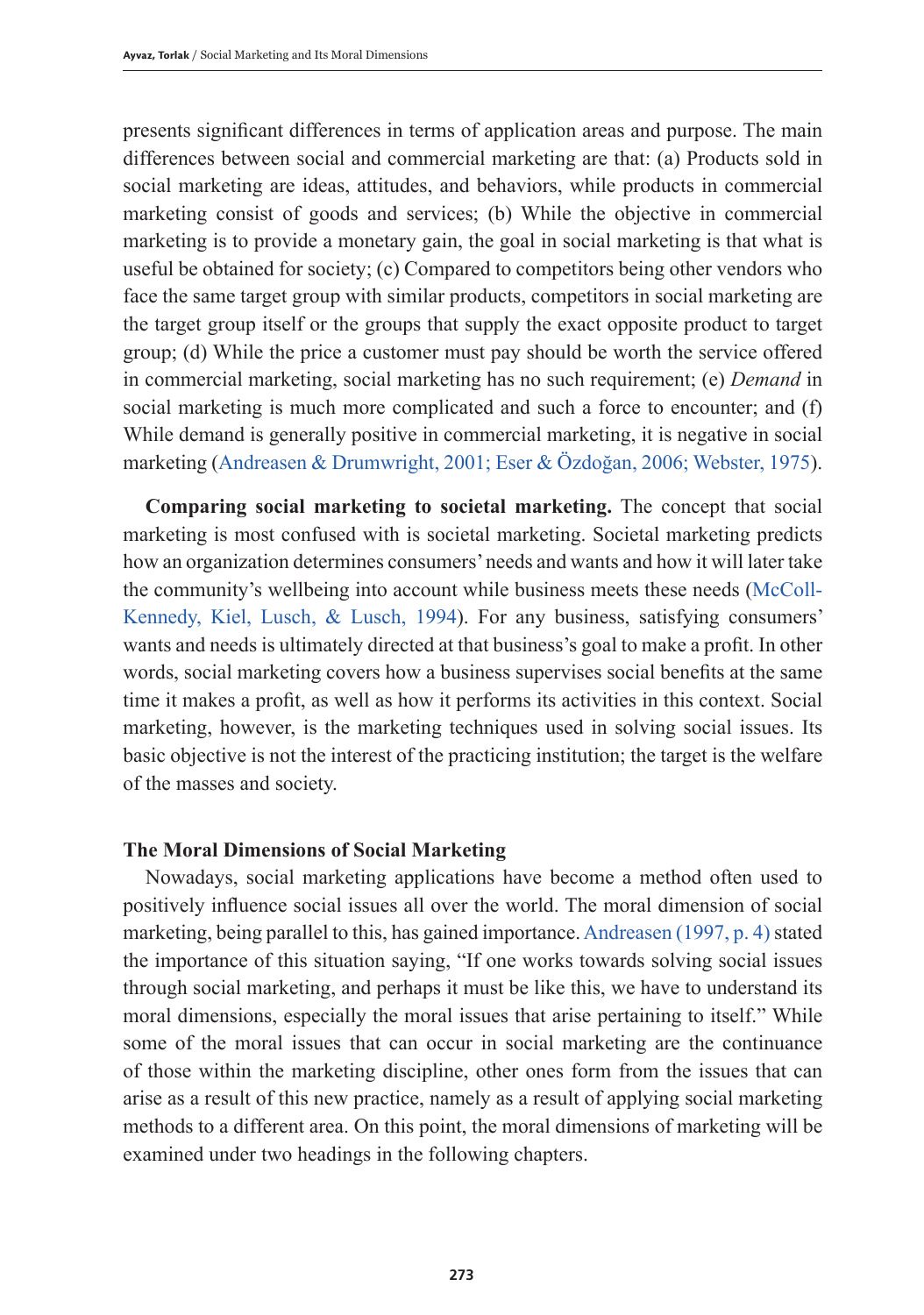presents significant differences in terms of application areas and purpose. The main differences between social and commercial marketing are that: (a) Products sold in social marketing are ideas, attitudes, and behaviors, while products in commercial marketing consist of goods and services; (b) While the objective in commercial marketing is to provide a monetary gain, the goal in social marketing is that what is useful be obtained for society; (c) Compared to competitors being other vendors who face the same target group with similar products, competitors in social marketing are the target group itself or the groups that supply the exact opposite product to target group; (d) While the price a customer must pay should be worth the service offered in commercial marketing, social marketing has no such requirement; (e) *Demand* in social marketing is much more complicated and such a force to encounter; and (f) While demand is generally positive in commercial marketing, it is negative in social marketing (Andreasen & Drumwright, 2001; Eser & Özdoğan, 2006; Webster, 1975).

**Comparing social marketing to societal marketing.** The concept that social marketing is most confused with is societal marketing. Societal marketing predicts how an organization determines consumers' needs and wants and how it will later take the community's wellbeing into account while business meets these needs (McColl-Kennedy, Kiel, Lusch, & Lusch, 1994). For any business, satisfying consumers' wants and needs is ultimately directed at that business's goal to make a profit. In other words, social marketing covers how a business supervises social benefits at the same time it makes a profit, as well as how it performs its activities in this context. Social marketing, however, is the marketing techniques used in solving social issues. Its basic objective is not the interest of the practicing institution; the target is the welfare of the masses and society.

## The Moral Dimensions of Social Marketing

Nowadays, social marketing applications have become a method often used to positively influence social issues all over the world. The moral dimension of social marketing, being parallel to this, has gained importance. Andreasen (1997, p. 4) stated the importance of this situation saying, "If one works towards solving social issues through social marketing, and perhaps it must be like this, we have to understand its moral dimensions, especially the moral issues that arise pertaining to itself." While some of the moral issues that can occur in social marketing are the continuance of those within the marketing discipline, other ones form from the issues that can arise as a result of this new practice, namely as a result of applying social marketing methods to a different area. On this point, the moral dimensions of marketing will be examined under two headings in the following chapters.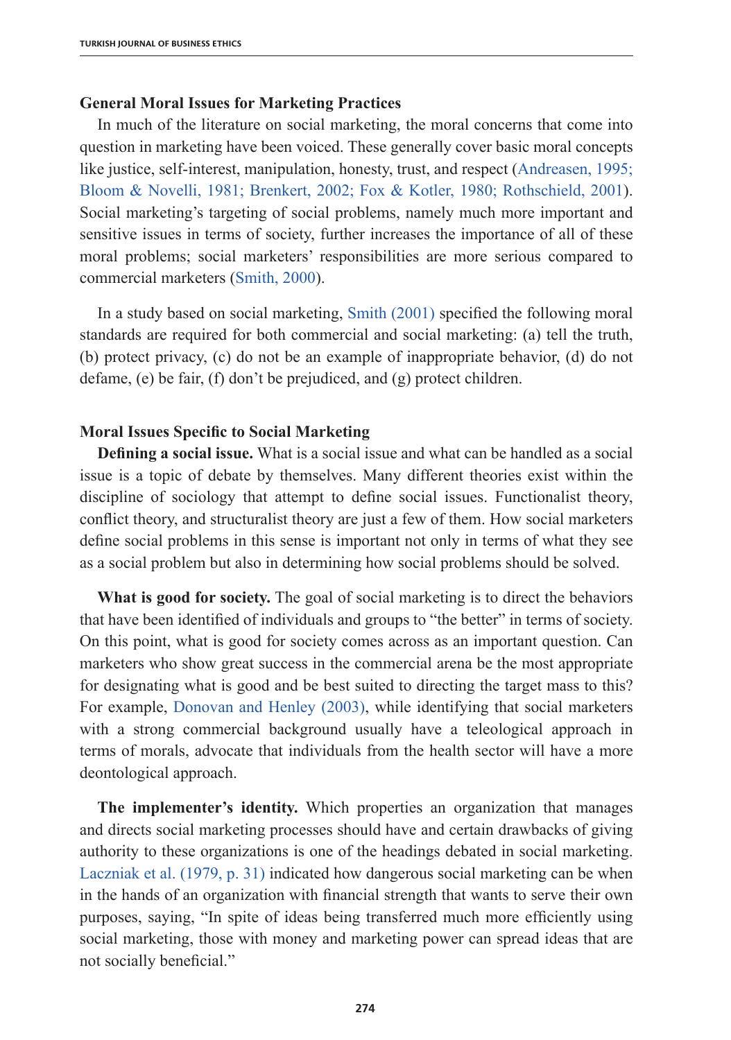### General Moral Issues for Marketing Practices

In much of the literature on social marketing, the moral concerns that come into question in marketing have been voiced. These generally cover basic moral concepts like justice, self-interest, manipulation, honesty, trust, and respect (Andreasen, 1995; Bloom & Novelli, 1981; Brenkert, 2002; Fox & Kotler, 1980; Rothschield, 2001). Social marketing's targeting of social problems, namely much more important and sensitive issues in terms of society, further increases the importance of all of these moral problems; social marketers' responsibilities are more serious compared to commercial marketers (Smith, 2000).

In a study based on social marketing, Smith (2001) specified the following moral standards are required for both commercial and social marketing: (a) tell the truth, (b) protect privacy, (c) do not be an example of inappropriate behavior, (d) do not defame, (e) be fair, (f) don't be prejudiced, and (g) protect children.

### Moral Issues Specific to Social Marketing

**Defining a social issue.** What is a social issue and what can be handled as a social issue is a topic of debate by themselves. Many different theories exist within the discipline of sociology that attempt to define social issues. Functionalist theory, conflict theory, and structuralist theory are just a few of them. How social marketers define social problems in this sense is important not only in terms of what they see as a social problem but also in determining how social problems should be solved.

**What is good for society.** The goal of social marketing is to direct the behaviors that have been identified of individuals and groups to "the better" in terms of society. On this point, what is good for society comes across as an important question. Can marketers who show great success in the commercial arena be the most appropriate for designating what is good and be best suited to directing the target mass to this? For example, Donovan and Henley (2003), while identifying that social marketers with a strong commercial background usually have a teleological approach in terms of morals, advocate that individuals from the health sector will have a more deontological approach.

**The implementer's identity.** Which properties an organization that manages and directs social marketing processes should have and certain drawbacks of giving authority to these organizations is one of the headings debated in social marketing. Laczniak et al. (1979, p. 31) indicated how dangerous social marketing can be when in the hands of an organization with financial strength that wants to serve their own purposes, saying, "In spite of ideas being transferred much more efficiently using social marketing, those with money and marketing power can spread ideas that are not socially beneficial."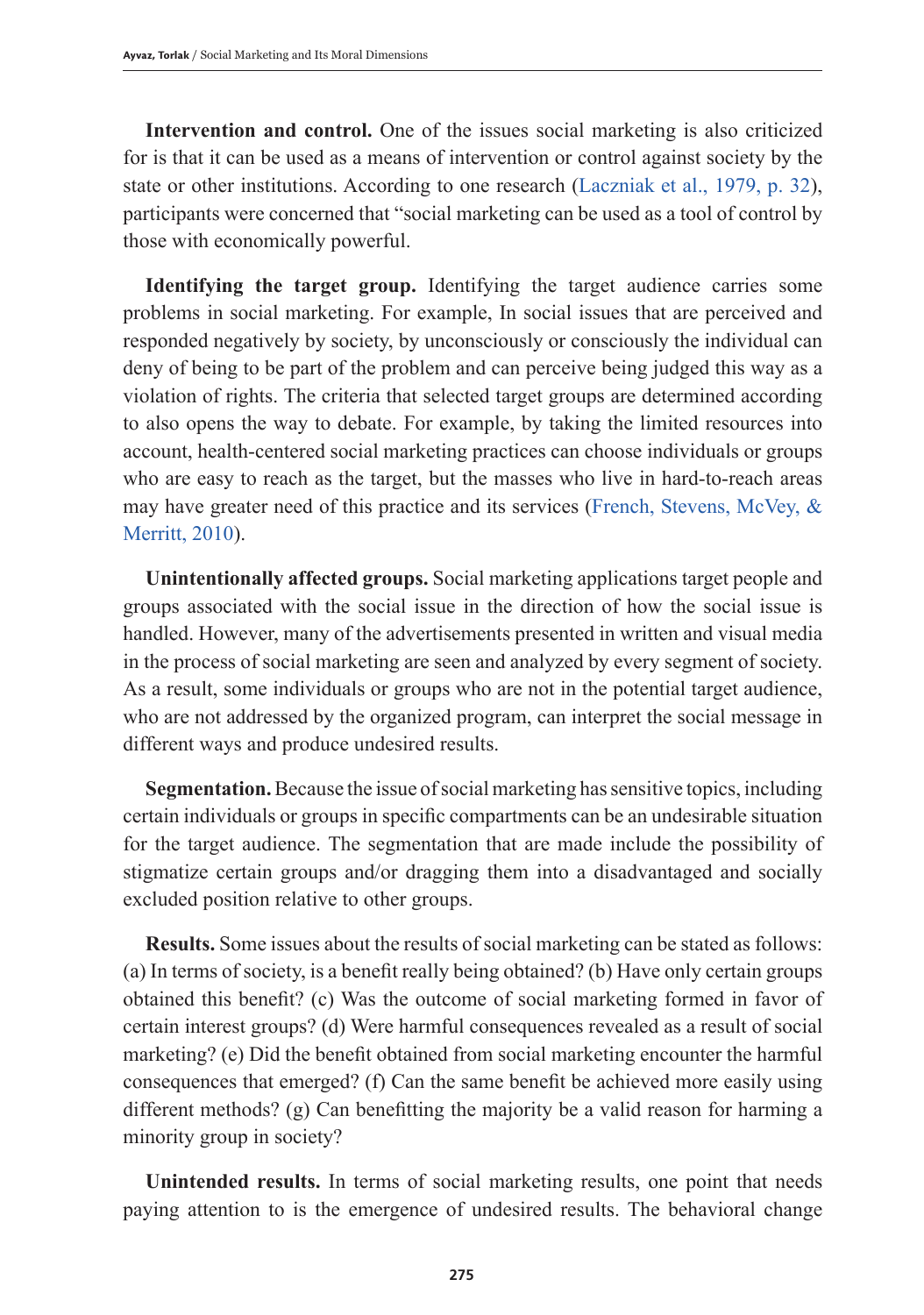**Intervention and control.** One of the issues social marketing is also criticized for is that it can be used as a means of intervention or control against society by the state or other institutions. According to one research (Laczniak et al., 1979, p. 32), participants were concerned that "social marketing can be used as a tool of control by those with economically powerful.

**Identifying the target group.** Identifying the target audience carries some problems in social marketing. For example, In social issues that are perceived and responded negatively by society, by unconsciously or consciously the individual can deny of being to be part of the problem and can perceive being judged this way as a violation of rights. The criteria that selected target groups are determined according to also opens the way to debate. For example, by taking the limited resources into account, health-centered social marketing practices can choose individuals or groups who are easy to reach as the target, but the masses who live in hard-to-reach areas may have greater need of this practice and its services (French, Stevens, McVey, & Merritt, 2010).

**Unintentionally affected groups.** Social marketing applications target people and groups associated with the social issue in the direction of how the social issue is handled. However, many of the advertisements presented in written and visual media in the process of social marketing are seen and analyzed by every segment of society. As a result, some individuals or groups who are not in the potential target audience, who are not addressed by the organized program, can interpret the social message in different ways and produce undesired results.

**Segmentation.** Because the issue of social marketing has sensitive topics, including certain individuals or groups in specific compartments can be an undesirable situation for the target audience. The segmentation that are made include the possibility of stigmatize certain groups and/or dragging them into a disadvantaged and socially excluded position relative to other groups.

**Results.** Some issues about the results of social marketing can be stated as follows: (a) In terms of society, is a benefit really being obtained? (b) Have only certain groups obtained this benefit? (c) Was the outcome of social marketing formed in favor of certain interest groups? (d) Were harmful consequences revealed as a result of social marketing? (e) Did the benefit obtained from social marketing encounter the harmful consequences that emerged? (f) Can the same benefit be achieved more easily using different methods? (g) Can benefitting the majority be a valid reason for harming a minority group in society?

**Unintended results.** In terms of social marketing results, one point that needs paying attention to is the emergence of undesired results. The behavioral change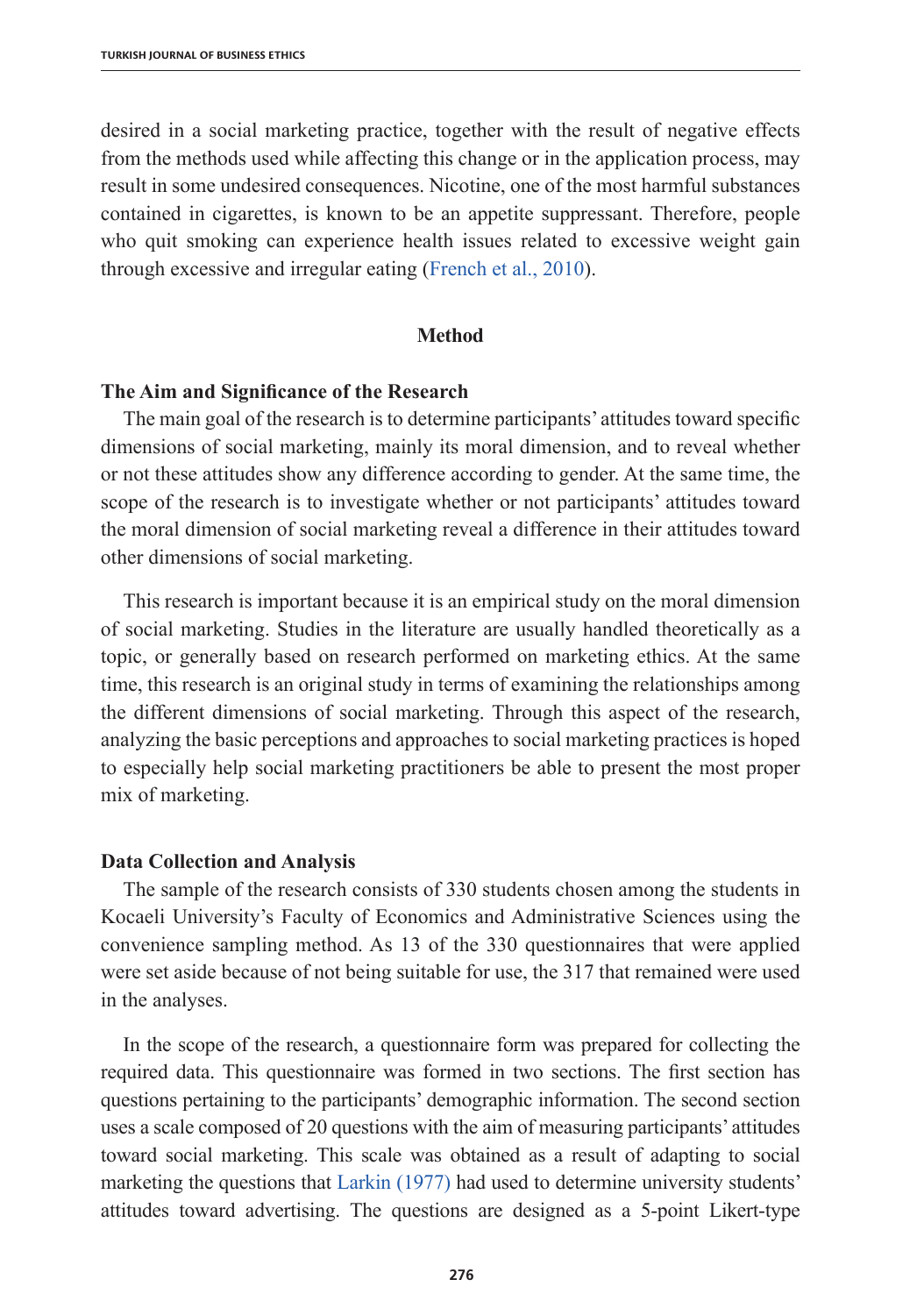desired in a social marketing practice, together with the result of negative effects from the methods used while affecting this change or in the application process, may result in some undesired consequences. Nicotine, one of the most harmful substances contained in cigarettes, is known to be an appetite suppressant. Therefore, people who quit smoking can experience health issues related to excessive weight gain through excessive and irregular eating (French et al., 2010).

## Method

### The Aim and Significance of the Research

The main goal of the research is to determine participants' attitudes toward specific dimensions of social marketing, mainly its moral dimension, and to reveal whether or not these attitudes show any difference according to gender. At the same time, the scope of the research is to investigate whether or not participants' attitudes toward the moral dimension of social marketing reveal a difference in their attitudes toward other dimensions of social marketing.

This research is important because it is an empirical study on the moral dimension of social marketing. Studies in the literature are usually handled theoretically as a topic, or generally based on research performed on marketing ethics. At the same time, this research is an original study in terms of examining the relationships among the different dimensions of social marketing. Through this aspect of the research, analyzing the basic perceptions and approaches to social marketing practices is hoped to especially help social marketing practitioners be able to present the most proper mix of marketing.

### Data Collection and Analysis

The sample of the research consists of 330 students chosen among the students in Kocaeli University's Faculty of Economics and Administrative Sciences using the convenience sampling method. As 13 of the 330 questionnaires that were applied were set aside because of not being suitable for use, the 317 that remained were used in the analyses.

In the scope of the research, a questionnaire form was prepared for collecting the required data. This questionnaire was formed in two sections. The first section has questions pertaining to the participants' demographic information. The second section uses a scale composed of 20 questions with the aim of measuring participants' attitudes toward social marketing. This scale was obtained as a result of adapting to social marketing the questions that Larkin (1977) had used to determine university students' attitudes toward advertising. The questions are designed as a 5-point Likert-type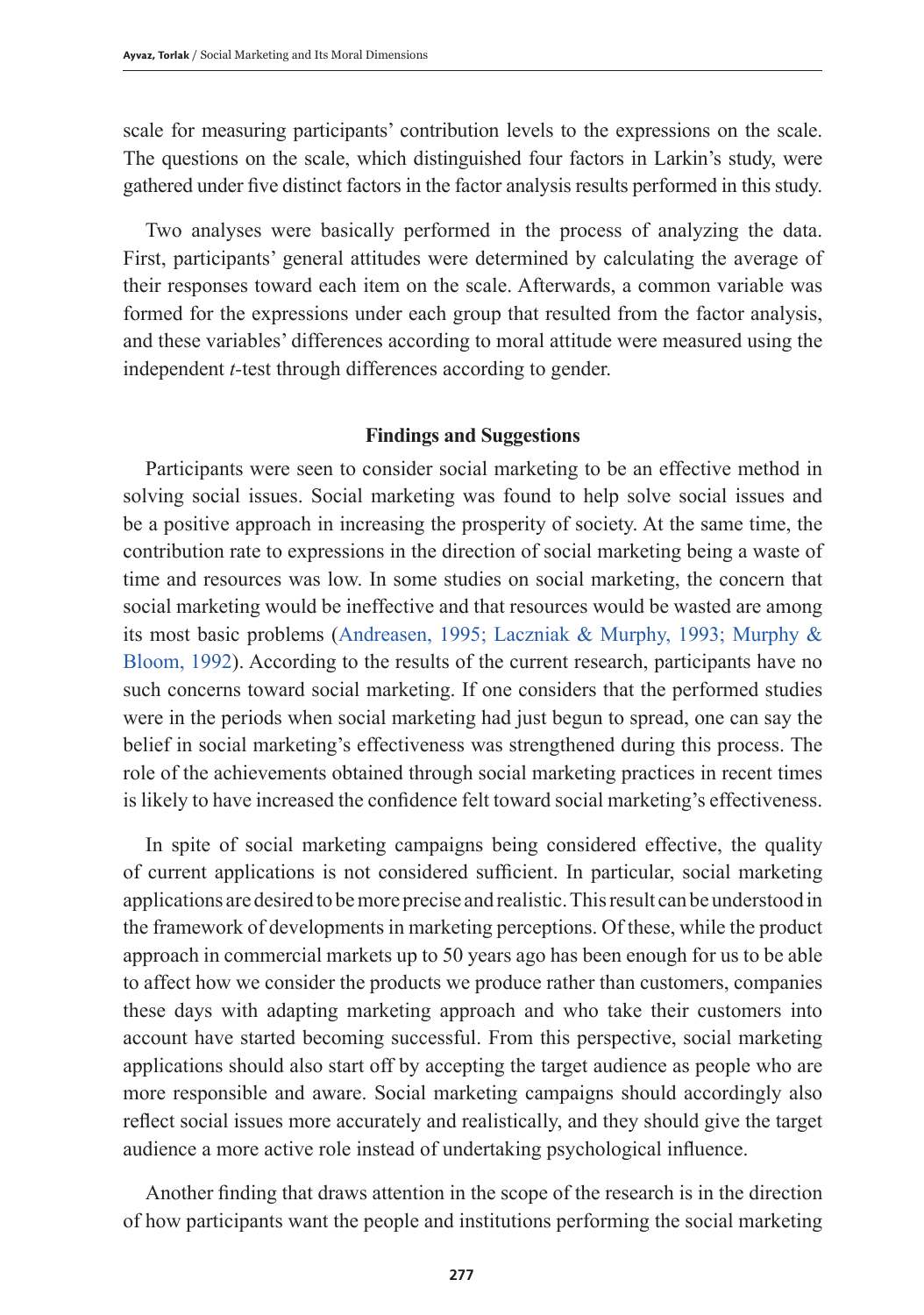scale for measuring participants' contribution levels to the expressions on the scale. The questions on the scale, which distinguished four factors in Larkin's study, were gathered under five distinct factors in the factor analysis results performed in this study.

Two analyses were basically performed in the process of analyzing the data. First, participants' general attitudes were determined by calculating the average of their responses toward each item on the scale. Afterwards, a common variable was formed for the expressions under each group that resulted from the factor analysis, and these variables' differences according to moral attitude were measured using the independent *t*-test through differences according to gender.

## Findings and Suggestions

Participants were seen to consider social marketing to be an effective method in solving social issues. Social marketing was found to help solve social issues and be a positive approach in increasing the prosperity of society. At the same time, the contribution rate to expressions in the direction of social marketing being a waste of time and resources was low. In some studies on social marketing, the concern that social marketing would be ineffective and that resources would be wasted are among its most basic problems (Andreasen, 1995; Laczniak & Murphy, 1993; Murphy & Bloom, 1992). According to the results of the current research, participants have no such concerns toward social marketing. If one considers that the performed studies were in the periods when social marketing had just begun to spread, one can say the belief in social marketing's effectiveness was strengthened during this process. The role of the achievements obtained through social marketing practices in recent times is likely to have increased the confidence felt toward social marketing's effectiveness.

In spite of social marketing campaigns being considered effective, the quality of current applications is not considered sufficient. In particular, social marketing applications are desired to be more precise and realistic. This result can be understood in the framework of developments in marketing perceptions. Of these, while the product approach in commercial markets up to 50 years ago has been enough for us to be able to affect how we consider the products we produce rather than customers, companies these days with adapting marketing approach and who take their customers into account have started becoming successful. From this perspective, social marketing applications should also start off by accepting the target audience as people who are more responsible and aware. Social marketing campaigns should accordingly also reflect social issues more accurately and realistically, and they should give the target audience a more active role instead of undertaking psychological influence.

Another finding that draws attention in the scope of the research is in the direction of how participants want the people and institutions performing the social marketing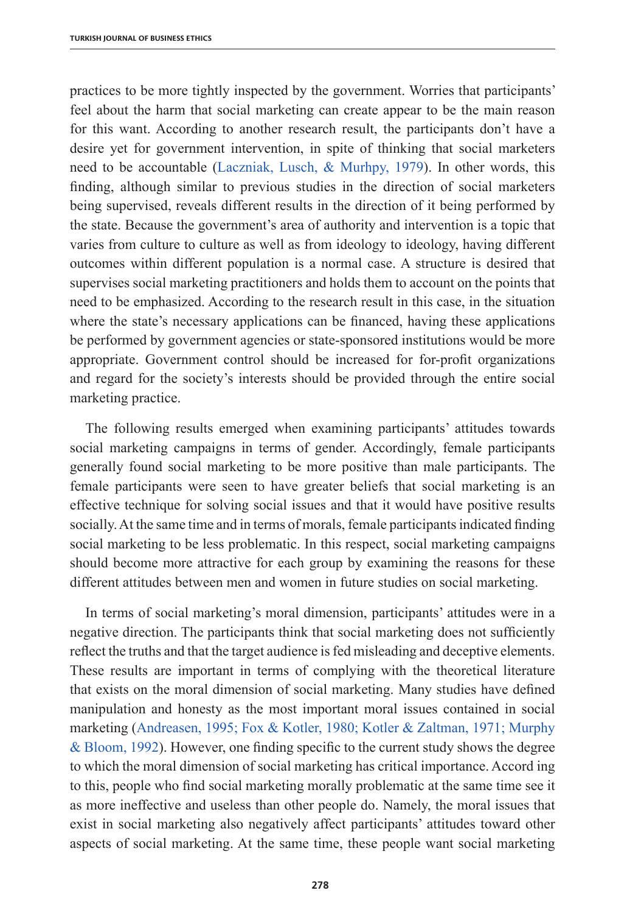practices to be more tightly inspected by the government. Worries that participants' feel about the harm that social marketing can create appear to be the main reason for this want. According to another research result, the participants don't have a desire yet for government intervention, in spite of thinking that social marketers need to be accountable (Laczniak, Lusch, & Murhpy, 1979). In other words, this finding, although similar to previous studies in the direction of social marketers being supervised, reveals different results in the direction of it being performed by the state. Because the government's area of authority and intervention is a topic that varies from culture to culture as well as from ideology to ideology, having different outcomes within different population is a normal case. A structure is desired that supervises social marketing practitioners and holds them to account on the points that need to be emphasized. According to the research result in this case, in the situation where the state's necessary applications can be financed, having these applications be performed by government agencies or state-sponsored institutions would be more appropriate. Government control should be increased for for-profit organizations and regard for the society's interests should be provided through the entire social marketing practice.

The following results emerged when examining participants' attitudes towards social marketing campaigns in terms of gender. Accordingly, female participants generally found social marketing to be more positive than male participants. The female participants were seen to have greater beliefs that social marketing is an effective technique for solving social issues and that it would have positive results socially. At the same time and in terms of morals, female participants indicated finding social marketing to be less problematic. In this respect, social marketing campaigns should become more attractive for each group by examining the reasons for these different attitudes between men and women in future studies on social marketing.

In terms of social marketing's moral dimension, participants' attitudes were in a negative direction. The participants think that social marketing does not sufficiently reflect the truths and that the target audience is fed misleading and deceptive elements. These results are important in terms of complying with the theoretical literature that exists on the moral dimension of social marketing. Many studies have defined manipulation and honesty as the most important moral issues contained in social marketing (Andreasen, 1995; Fox & Kotler, 1980; Kotler & Zaltman, 1971; Murphy & Bloom, 1992). However, one finding specific to the current study shows the degree to which the moral dimension of social marketing has critical importance. Accord ing to this, people who find social marketing morally problematic at the same time see it as more ineffective and useless than other people do. Namely, the moral issues that exist in social marketing also negatively affect participants' attitudes toward other aspects of social marketing. At the same time, these people want social marketing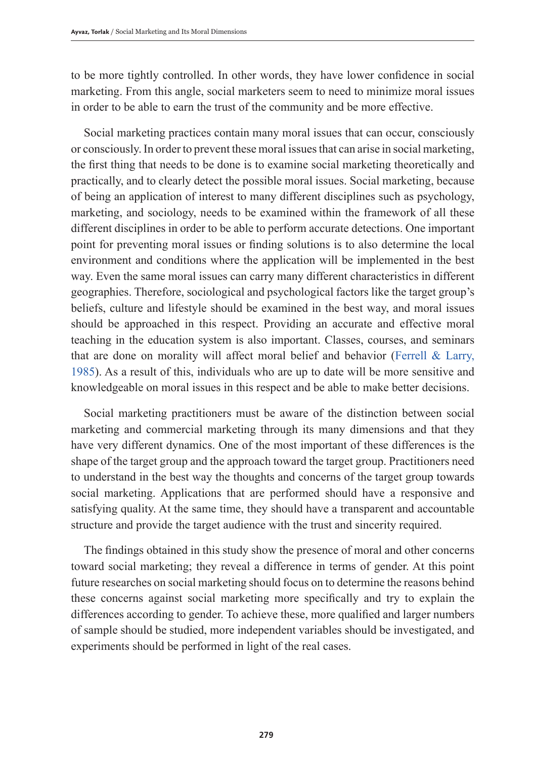to be more tightly controlled. In other words, they have lower confidence in social marketing. From this angle, social marketers seem to need to minimize moral issues in order to be able to earn the trust of the community and be more effective.

Social marketing practices contain many moral issues that can occur, consciously or consciously. In order to prevent these moral issues that can arise in social marketing, the first thing that needs to be done is to examine social marketing theoretically and practically, and to clearly detect the possible moral issues. Social marketing, because of being an application of interest to many different disciplines such as psychology, marketing, and sociology, needs to be examined within the framework of all these different disciplines in order to be able to perform accurate detections. One important point for preventing moral issues or finding solutions is to also determine the local environment and conditions where the application will be implemented in the best way. Even the same moral issues can carry many different characteristics in different geographies. Therefore, sociological and psychological factors like the target group's beliefs, culture and lifestyle should be examined in the best way, and moral issues should be approached in this respect. Providing an accurate and effective moral teaching in the education system is also important. Classes, courses, and seminars that are done on morality will affect moral belief and behavior (Ferrell & Larry, 1985). As a result of this, individuals who are up to date will be more sensitive and knowledgeable on moral issues in this respect and be able to make better decisions.

Social marketing practitioners must be aware of the distinction between social marketing and commercial marketing through its many dimensions and that they have very different dynamics. One of the most important of these differences is the shape of the target group and the approach toward the target group. Practitioners need to understand in the best way the thoughts and concerns of the target group towards social marketing. Applications that are performed should have a responsive and satisfying quality. At the same time, they should have a transparent and accountable structure and provide the target audience with the trust and sincerity required.

The findings obtained in this study show the presence of moral and other concerns toward social marketing; they reveal a difference in terms of gender. At this point future researches on social marketing should focus on to determine the reasons behind these concerns against social marketing more specifically and try to explain the differences according to gender. To achieve these, more qualified and larger numbers of sample should be studied, more independent variables should be investigated, and experiments should be performed in light of the real cases.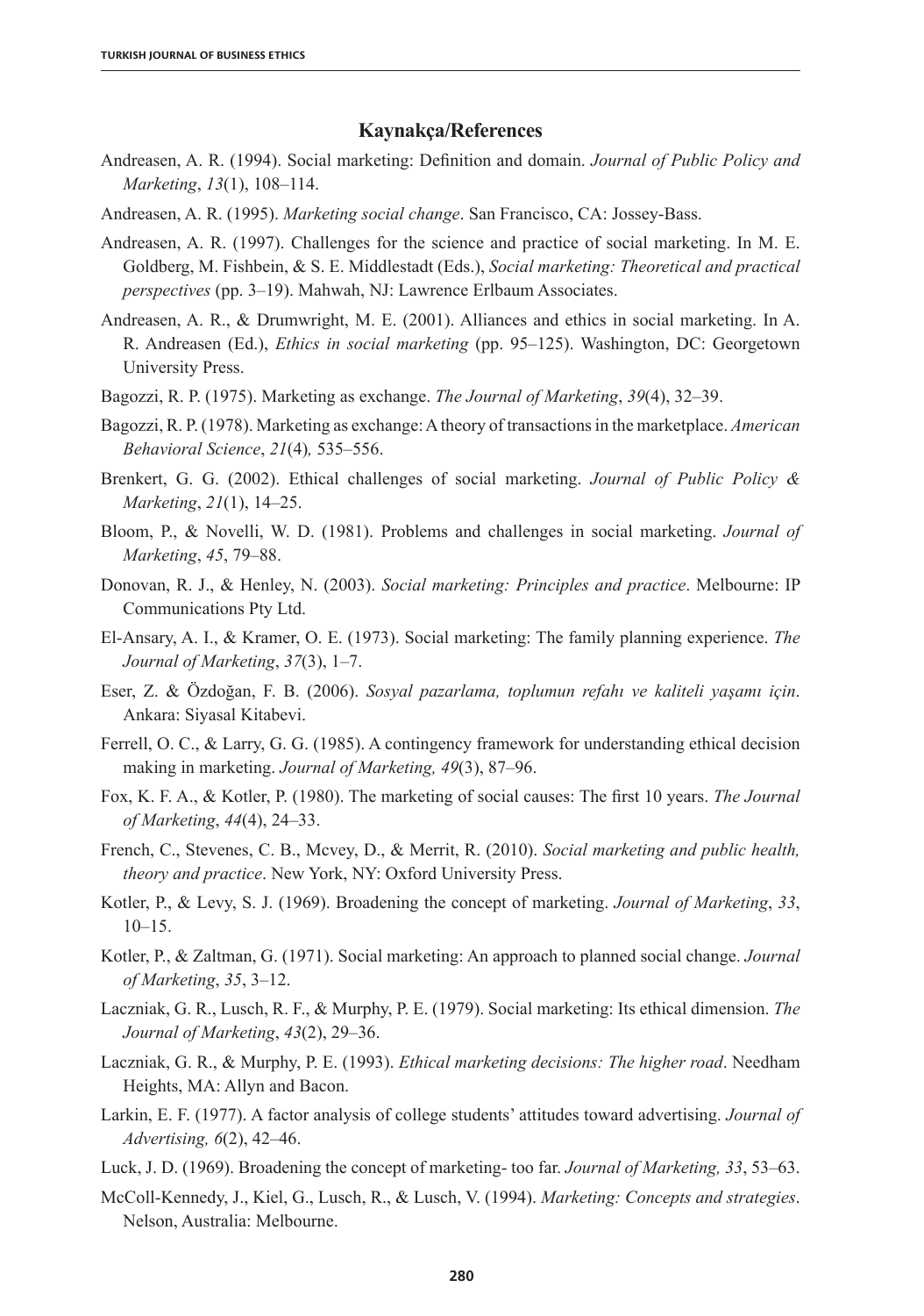## Kaynakça/References

Andreasen, A. R. (1994). Social marketing: Definition and domain. *Journal of Public Policy and Marketing*, *13*(1), 108–114.

Andreasen, A. R. (1995). *Marketing social change*. San Francisco, CA: Jossey-Bass.

Andreasen, A. R. (1997). Challenges for the science and practice of social marketing. In M. E. Goldberg, M. Fishbein, & S. E. Middlestadt (Eds.), *Social marketing: Theoretical and practical perspectives* (pp. 3–19). Mahwah, NJ: Lawrence Erlbaum Associates.

Andreasen, A. R., & Drumwright, M. E. (2001). Alliances and ethics in social marketing. In A. R. Andreasen (Ed.), *Ethics in social marketing* (pp. 95–125). Washington, DC: Georgetown University Press.

Bagozzi, R. P. (1975). Marketing as exchange. *The Journal of Marketing*, *39*(4), 32–39.

Bagozzi, R. P. (1978). Marketing as exchange: A theory of transactions in the marketplace. *American Behavioral Science*, *21*(4)*,* 535–556.

Brenkert, G. G. (2002). Ethical challenges of social marketing. *Journal of Public Policy & Marketing*, *21*(1), 14–25.

Bloom, P., & Novelli, W. D. (1981). Problems and challenges in social marketing. *Journal of Marketing*, *45*, 79–88.

Donovan, R. J., & Henley, N. (2003). *Social marketing: Principles and practice*. Melbourne: IP Communications Pty Ltd.

El-Ansary, A. I., & Kramer, O. E. (1973). Social marketing: The family planning experience. *The Journal of Marketing*, *37*(3), 1–7.

Eser, Z. & Özdoğan, F. B. (2006). *Sosyal pazarlama, toplumun refahı ve kaliteli yaşamı için*. Ankara: Siyasal Kitabevi.

Ferrell, O. C., & Larry, G. G. (1985). A contingency framework for understanding ethical decision making in marketing. *Journal of Marketing, 49*(3), 87–96.

Fox, K. F. A., & Kotler, P. (1980). The marketing of social causes: The first 10 years. *The Journal of Marketing*, *44*(4), 24–33.

French, C., Stevenes, C. B., Mcvey, D., & Merrit, R. (2010). *Social marketing and public health, theory and practice*. New York, NY: Oxford University Press.

Kotler, P., & Levy, S. J. (1969). Broadening the concept of marketing. *Journal of Marketing*, *33*, 10–15.

Kotler, P., & Zaltman, G. (1971). Social marketing: An approach to planned social change. *Journal of Marketing*, *35*, 3–12.

Laczniak, G. R., Lusch, R. F., & Murphy, P. E. (1979). Social marketing: Its ethical dimension. *The Journal of Marketing*, *43*(2), 29–36.

Laczniak, G. R., & Murphy, P. E. (1993). *Ethical marketing decisions: The higher road*. Needham Heights, MA: Allyn and Bacon.

Larkin, E. F. (1977). A factor analysis of college students' attitudes toward advertising. *Journal of Advertising, 6*(2), 42–46.

Luck, J. D. (1969). Broadening the concept of marketing- too far. *Journal of Marketing, 33*, 53–63.

McColl-Kennedy, J., Kiel, G., Lusch, R., & Lusch, V. (1994). *Marketing: Concepts and strategies*. Nelson, Australia: Melbourne.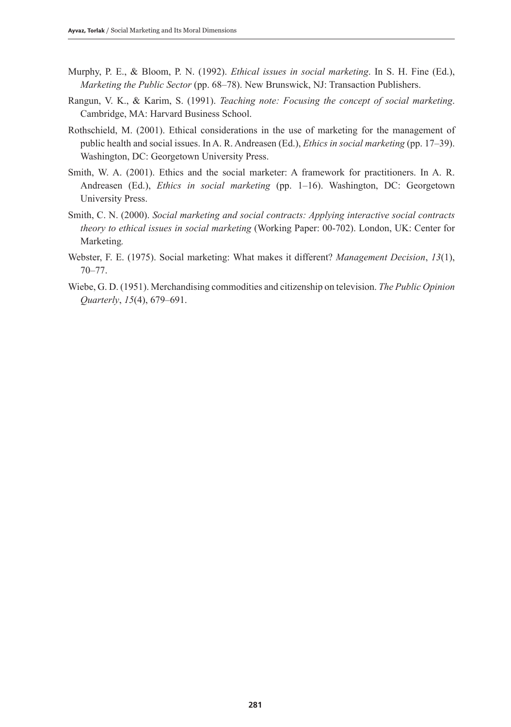Murphy, P. E., & Bloom, P. N. (1992). *Ethical issues in social marketing*. In S. H. Fine (Ed.), *Marketing the Public Sector* (pp. 68–78). New Brunswick, NJ: Transaction Publishers.

Rangun, V. K., & Karim, S. (1991). *Teaching note: Focusing the concept of social marketing*. Cambridge, MA: Harvard Business School.

Rothschield, M. (2001). Ethical considerations in the use of marketing for the management of public health and social issues. In A. R. Andreasen (Ed.), *Ethics in social marketing* (pp. 17–39). Washington, DC: Georgetown University Press.

Smith, W. A. (2001). Ethics and the social marketer: A framework for practitioners. In A. R. Andreasen (Ed.), *Ethics in social marketing* (pp. 1–16). Washington, DC: Georgetown University Press.

Smith, C. N. (2000). *Social marketing and social contracts: Applying interactive social contracts theory to ethical issues in social marketing* (Working Paper: 00-702). London, UK: Center for Marketing.

Webster, F. E. (1975). Social marketing: What makes it different? *Management Decision*, *13*(1), 70–77.

Wiebe, G. D. (1951). Merchandising commodities and citizenship on television. *The Public Opinion Quarterly*, *15*(4), 679–691.